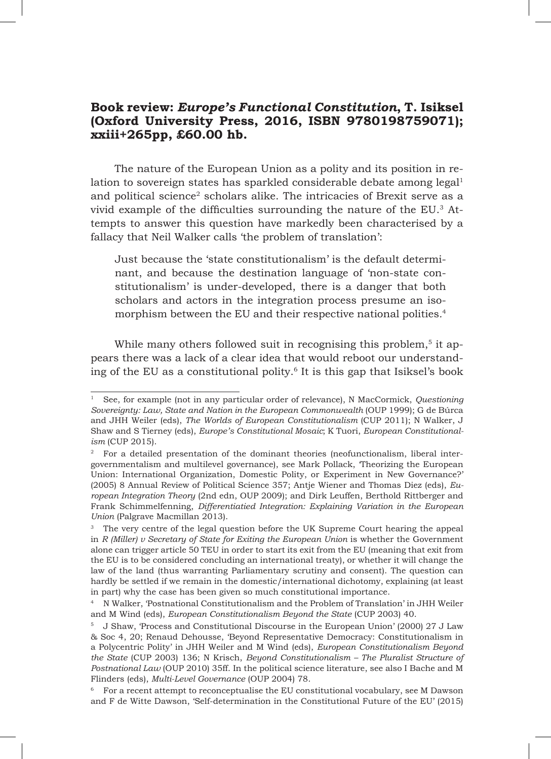## Book review: *Europe's Functional Constitution*, T. Isiksel (Oxford University Press, 2016, ISBN 9780198759071); xxiii+265pp, £60.00 hb.

The nature of the European Union as a polity and its position in relation to sovereign states has sparkled considerable debate among legal[1] and political science[2] scholars alike. The intricacies of Brexit serve as a vivid example of the difficulties surrounding the nature of the EU.[3] Attempts to answer this question have markedly been characterised by a fallacy that Neil Walker calls 'the problem of translation':

> Just because the 'state constitutionalism' is the default determinant, and because the destination language of 'non-state constitutionalism' is under-developed, there is a danger that both scholars and actors in the integration process presume an isomorphism between the EU and their respective national polities.[4]

While many others followed suit in recognising this problem,[5] it appears there was a lack of a clear idea that would reboot our understanding of the EU as a constitutional polity.[6] It is this gap that Isiksel's book

---

[1] See, for example (not in any particular order of relevance), N MacCormick, *Questioning Sovereignty: Law, State and Nation in the European Commonwealth* (OUP 1999); G de Búrca and JHH Weiler (eds), *The Worlds of European Constitutionalism* (CUP 2011); N Walker, J Shaw and S Tierney (eds), *Europe's Constitutional Mosaic*; K Tuori, *European Constitutionalism* (CUP 2015).

[2] For a detailed presentation of the dominant theories (neofunctionalism, liberal intergovernmentalism and multilevel governance), see Mark Pollack, 'Theorizing the European Union: International Organization, Domestic Polity, or Experiment in New Governance?' (2005) 8 Annual Review of Political Science 357; Antje Wiener and Thomas Diez (eds), *European Integration Theory* (2nd edn, OUP 2009); and Dirk Leuffen, Berthold Rittberger and Frank Schimmelfenning, *Differentiatied Integration: Explaining Variation in the European Union* (Palgrave Macmillan 2013).

[3] The very centre of the legal question before the UK Supreme Court hearing the appeal in *R (Miller) v Secretary of State for Exiting the European Union* is whether the Government alone can trigger article 50 TEU in order to start its exit from the EU (meaning that exit from the EU is to be considered concluding an international treaty), or whether it will change the law of the land (thus warranting Parliamentary scrutiny and consent). The question can hardly be settled if we remain in the domestic/international dichotomy, explaining (at least in part) why the case has been given so much constitutional importance.

[4] N Walker, 'Postnational Constitutionalism and the Problem of Translation' in JHH Weiler and M Wind (eds), *European Constitutionalism Beyond the State* (CUP 2003) 40.

[5] J Shaw, 'Process and Constitutional Discourse in the European Union' (2000) 27 J Law & Soc 4, 20; Renaud Dehousse, 'Beyond Representative Democracy: Constitutionalism in a Polycentric Polity' in JHH Weiler and M Wind (eds), *European Constitutionalism Beyond the State* (CUP 2003) 136; N Krisch, *Beyond Constitutionalism – The Pluralist Structure of Postnational Law* (OUP 2010) 35ff. In the political science literature, see also I Bache and M Flinders (eds), *Multi-Level Governance* (OUP 2004) 78.

[6] For a recent attempt to reconceptualise the EU constitutional vocabulary, see M Dawson and F de Witte Dawson, 'Self-determination in the Constitutional Future of the EU' (2015)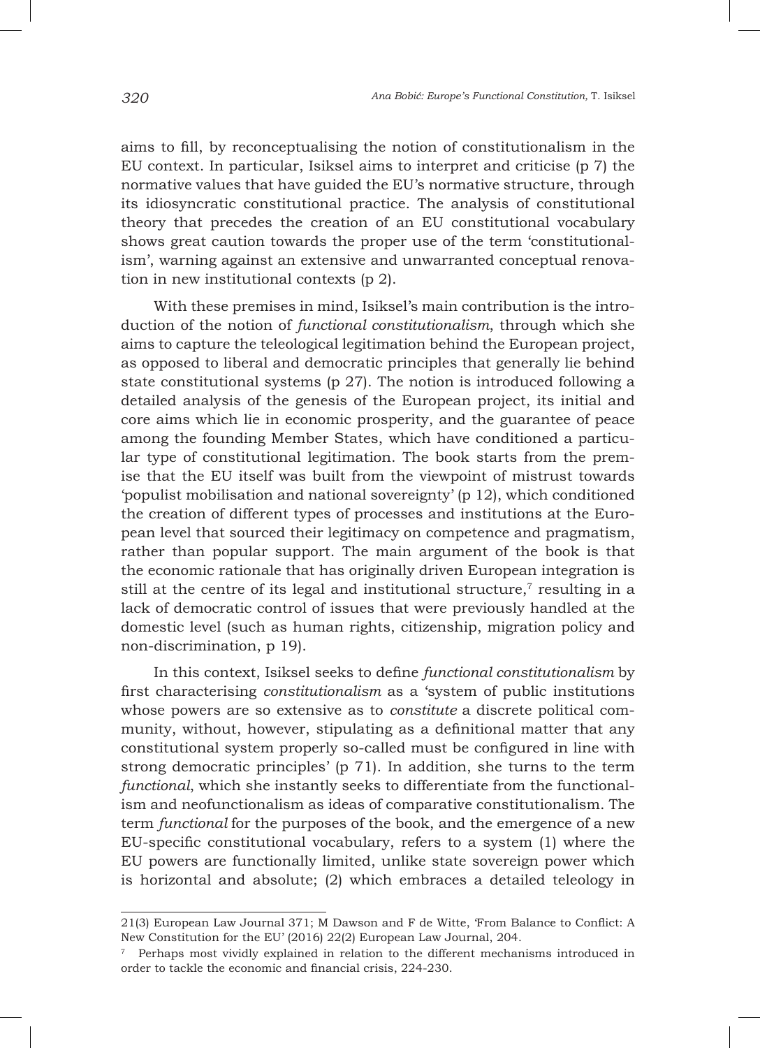aims to fill, by reconceptualising the notion of constitutionalism in the EU context. In particular, Isiksel aims to interpret and criticise (p 7) the normative values that have guided the EU's normative structure, through its idiosyncratic constitutional practice. The analysis of constitutional theory that precedes the creation of an EU constitutional vocabulary shows great caution towards the proper use of the term 'constitutionalism', warning against an extensive and unwarranted conceptual renovation in new institutional contexts (p 2).

With these premises in mind, Isiksel's main contribution is the introduction of the notion of *functional constitutionalism*, through which she aims to capture the teleological legitimation behind the European project, as opposed to liberal and democratic principles that generally lie behind state constitutional systems (p 27). The notion is introduced following a detailed analysis of the genesis of the European project, its initial and core aims which lie in economic prosperity, and the guarantee of peace among the founding Member States, which have conditioned a particular type of constitutional legitimation. The book starts from the premise that the EU itself was built from the viewpoint of mistrust towards 'populist mobilisation and national sovereignty' (p 12), which conditioned the creation of different types of processes and institutions at the European level that sourced their legitimacy on competence and pragmatism, rather than popular support. The main argument of the book is that the economic rationale that has originally driven European integration is still at the centre of its legal and institutional structure,[7] resulting in a lack of democratic control of issues that were previously handled at the domestic level (such as human rights, citizenship, migration policy and non-discrimination, p 19).

In this context, Isiksel seeks to define *functional constitutionalism* by first characterising *constitutionalism* as a 'system of public institutions whose powers are so extensive as to *constitute* a discrete political community, without, however, stipulating as a definitional matter that any constitutional system properly so-called must be configured in line with strong democratic principles' (p 71). In addition, she turns to the term *functional*, which she instantly seeks to differentiate from the functionalism and neofunctionalism as ideas of comparative constitutionalism. The term *functional* for the purposes of the book, and the emergence of a new EU-specific constitutional vocabulary, refers to a system (1) where the EU powers are functionally limited, unlike state sovereign power which is horizontal and absolute; (2) which embraces a detailed teleology in

---

21(3) European Law Journal 371; M Dawson and F de Witte, 'From Balance to Conflict: A New Constitution for the EU' (2016) 22(2) European Law Journal, 204.

[7] Perhaps most vividly explained in relation to the different mechanisms introduced in order to tackle the economic and financial crisis, 224-230.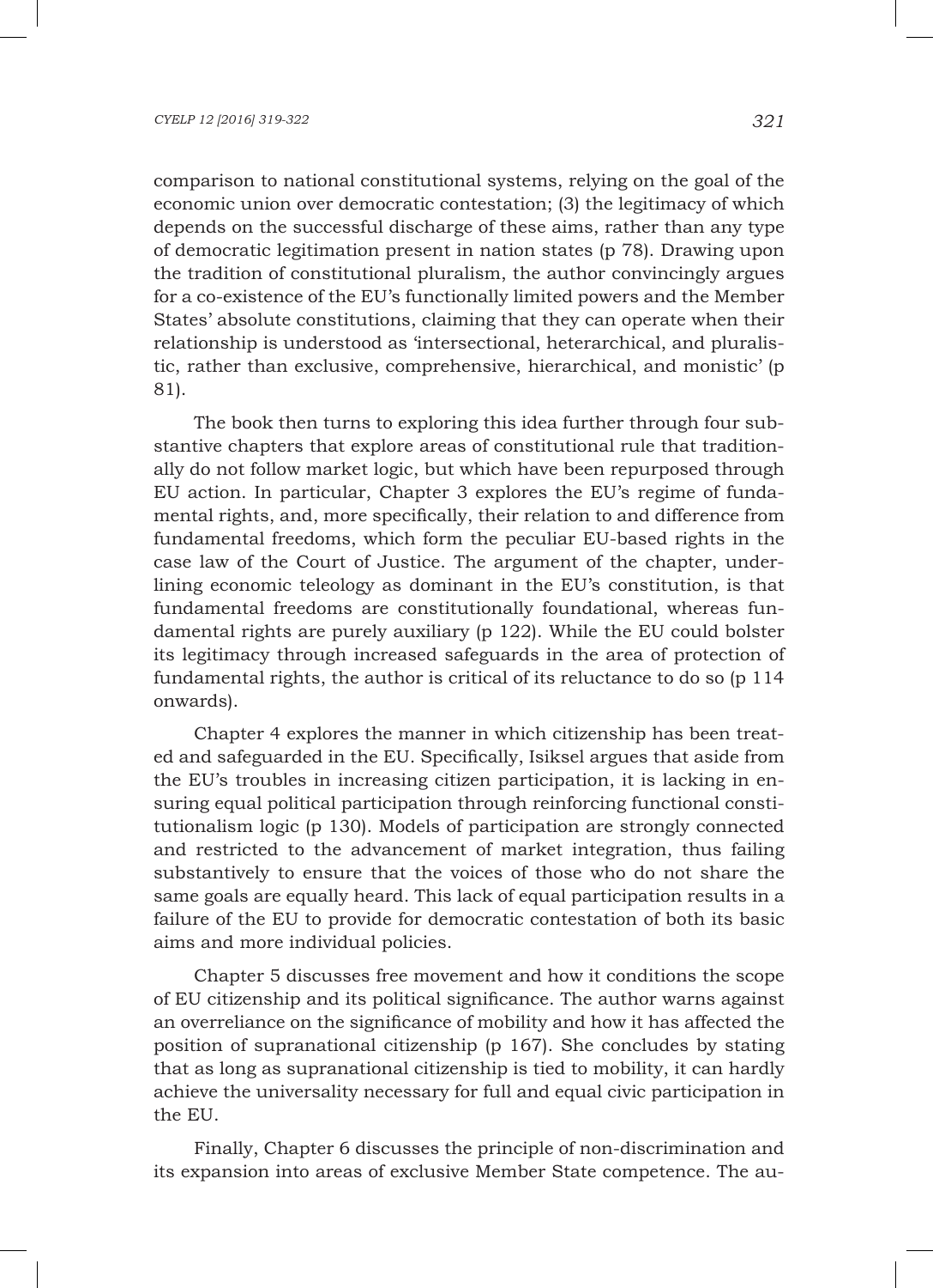comparison to national constitutional systems, relying on the goal of the economic union over democratic contestation; (3) the legitimacy of which depends on the successful discharge of these aims, rather than any type of democratic legitimation present in nation states (p 78). Drawing upon the tradition of constitutional pluralism, the author convincingly argues for a co-existence of the EU's functionally limited powers and the Member States' absolute constitutions, claiming that they can operate when their relationship is understood as 'intersectional, heterarchical, and pluralistic, rather than exclusive, comprehensive, hierarchical, and monistic' (p 81).

The book then turns to exploring this idea further through four substantive chapters that explore areas of constitutional rule that traditionally do not follow market logic, but which have been repurposed through EU action. In particular, Chapter 3 explores the EU's regime of fundamental rights, and, more specifically, their relation to and difference from fundamental freedoms, which form the peculiar EU-based rights in the case law of the Court of Justice. The argument of the chapter, underlining economic teleology as dominant in the EU's constitution, is that fundamental freedoms are constitutionally foundational, whereas fundamental rights are purely auxiliary (p 122). While the EU could bolster its legitimacy through increased safeguards in the area of protection of fundamental rights, the author is critical of its reluctance to do so (p 114 onwards).

Chapter 4 explores the manner in which citizenship has been treated and safeguarded in the EU. Specifically, Isiksel argues that aside from the EU's troubles in increasing citizen participation, it is lacking in ensuring equal political participation through reinforcing functional constitutionalism logic (p 130). Models of participation are strongly connected and restricted to the advancement of market integration, thus failing substantively to ensure that the voices of those who do not share the same goals are equally heard. This lack of equal participation results in a failure of the EU to provide for democratic contestation of both its basic aims and more individual policies.

Chapter 5 discusses free movement and how it conditions the scope of EU citizenship and its political significance. The author warns against an overreliance on the significance of mobility and how it has affected the position of supranational citizenship (p 167). She concludes by stating that as long as supranational citizenship is tied to mobility, it can hardly achieve the universality necessary for full and equal civic participation in the EU.

Finally, Chapter 6 discusses the principle of non-discrimination and its expansion into areas of exclusive Member State competence. The au-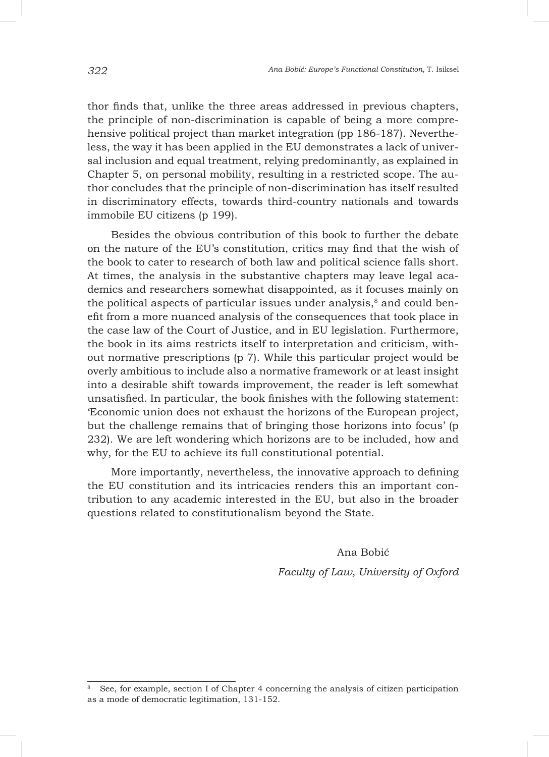thor finds that, unlike the three areas addressed in previous chapters, the principle of non-discrimination is capable of being a more comprehensive political project than market integration (pp 186-187). Nevertheless, the way it has been applied in the EU demonstrates a lack of universal inclusion and equal treatment, relying predominantly, as explained in Chapter 5, on personal mobility, resulting in a restricted scope. The author concludes that the principle of non-discrimination has itself resulted in discriminatory effects, towards third-country nationals and towards immobile EU citizens (p 199).

Besides the obvious contribution of this book to further the debate on the nature of the EU's constitution, critics may find that the wish of the book to cater to research of both law and political science falls short. At times, the analysis in the substantive chapters may leave legal academics and researchers somewhat disappointed, as it focuses mainly on the political aspects of particular issues under analysis,[8] and could benefit from a more nuanced analysis of the consequences that took place in the case law of the Court of Justice, and in EU legislation. Furthermore, the book in its aims restricts itself to interpretation and criticism, without normative prescriptions (p 7). While this particular project would be overly ambitious to include also a normative framework or at least insight into a desirable shift towards improvement, the reader is left somewhat unsatisfied. In particular, the book finishes with the following statement: 'Economic union does not exhaust the horizons of the European project, but the challenge remains that of bringing those horizons into focus' (p 232). We are left wondering which horizons are to be included, how and why, for the EU to achieve its full constitutional potential.

More importantly, nevertheless, the innovative approach to defining the EU constitution and its intricacies renders this an important contribution to any academic interested in the EU, but also in the broader questions related to constitutionalism beyond the State.

Ana Bobić

*Faculty of Law, University of Oxford*

---

[8] See, for example, section I of Chapter 4 concerning the analysis of citizen participation as a mode of democratic legitimation, 131-152.